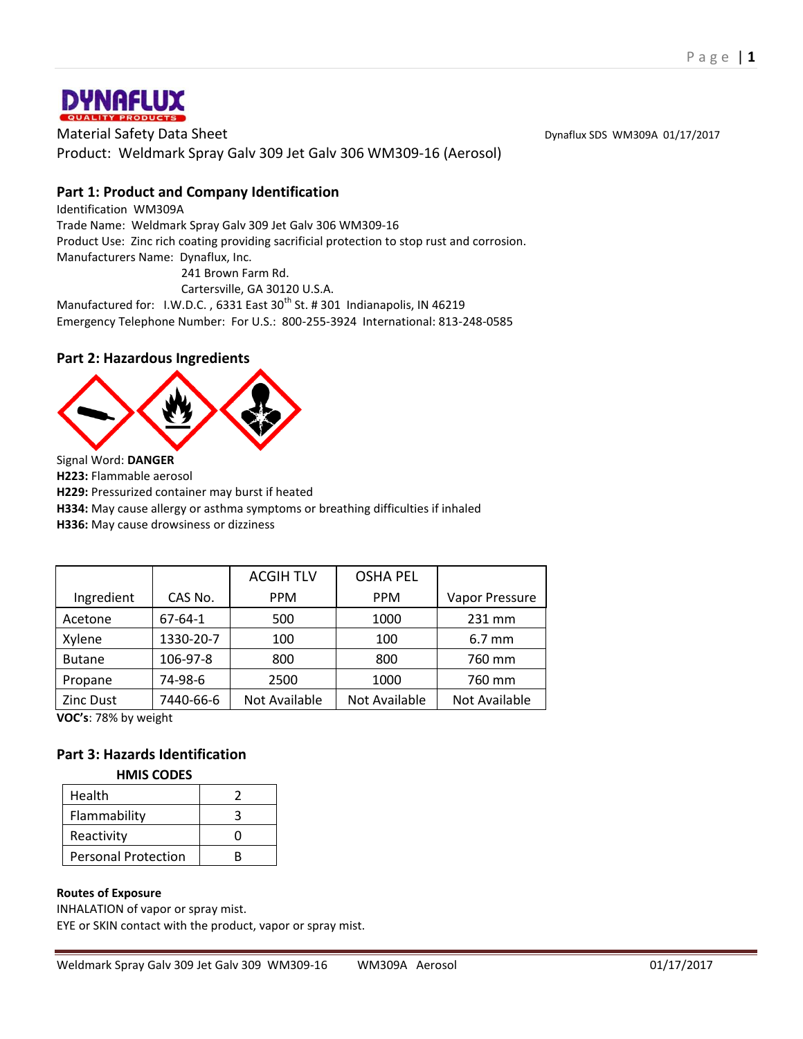DYNAFLUX
QUALITY PRODUCTS

Material Safety Data Sheet

Dynaflux SDS WM309A 01/17/2017

Product: Weldmark Spray Galv 309 Jet Galv 306 WM309-16 (Aerosol)

## Part 1: Product and Company Identification

Identification WM309A
Trade Name: Weldmark Spray Galv 309 Jet Galv 306 WM309-16
Product Use: Zinc rich coating providing sacrificial protection to stop rust and corrosion.
Manufacturers Name: Dynaflux, Inc.
241 Brown Farm Rd.
Cartersville, GA 30120 U.S.A.
Manufactured for: I.W.D.C. , 6331 East 30th St. # 301 Indianapolis, IN 46219
Emergency Telephone Number: For U.S.: 800-255-3924 International: 813-248-0585

## Part 2: Hazardous Ingredients

Signal Word: **DANGER**
**H223:** Flammable aerosol
**H229:** Pressurized container may burst if heated
**H334:** May cause allergy or asthma symptoms or breathing difficulties if inhaled
**H336:** May cause drowsiness or dizziness

| Ingredient | CAS No. | ACGIH TLV PPM | OSHA PEL PPM | Vapor Pressure |
|---|---|---|---|---|
| Acetone | 67-64-1 | 500 | 1000 | 231 mm |
| Xylene | 1330-20-7 | 100 | 100 | 6.7 mm |
| Butane | 106-97-8 | 800 | 800 | 760 mm |
| Propane | 74-98-6 | 2500 | 1000 | 760 mm |
| Zinc Dust | 7440-66-6 | Not Available | Not Available | Not Available |

**VOC's**: 78% by weight

## Part 3: Hazards Identification

**HMIS CODES**

| Health | 2 |
|---|---|
| Flammability | 3 |
| Reactivity | 0 |
| Personal Protection | B |

**Routes of Exposure**
INHALATION of vapor or spray mist.
EYE or SKIN contact with the product, vapor or spray mist.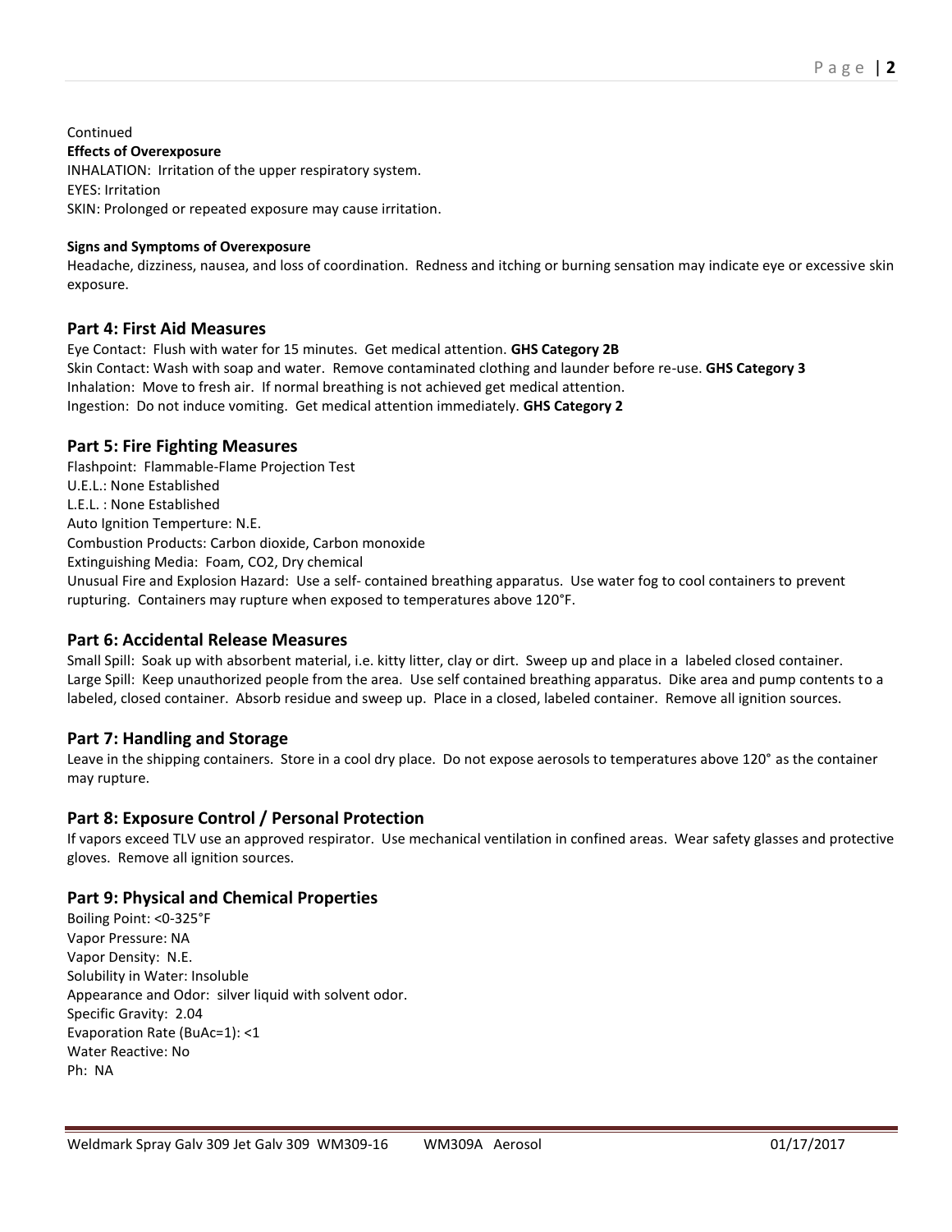Continued

**Effects of Overexposure**

INHALATION: Irritation of the upper respiratory system.
EYES: Irritation
SKIN: Prolonged or repeated exposure may cause irritation.

**Signs and Symptoms of Overexposure**

Headache, dizziness, nausea, and loss of coordination. Redness and itching or burning sensation may indicate eye or excessive skin exposure.

## Part 4: First Aid Measures

Eye Contact: Flush with water for 15 minutes. Get medical attention. **GHS Category 2B**
Skin Contact: Wash with soap and water. Remove contaminated clothing and launder before re-use. **GHS Category 3**
Inhalation: Move to fresh air. If normal breathing is not achieved get medical attention.
Ingestion: Do not induce vomiting. Get medical attention immediately. **GHS Category 2**

## Part 5: Fire Fighting Measures

Flashpoint: Flammable-Flame Projection Test
U.E.L.: None Established
L.E.L. : None Established
Auto Ignition Temperture: N.E.
Combustion Products: Carbon dioxide, Carbon monoxide
Extinguishing Media: Foam, CO2, Dry chemical
Unusual Fire and Explosion Hazard: Use a self- contained breathing apparatus. Use water fog to cool containers to prevent rupturing. Containers may rupture when exposed to temperatures above 120°F.

## Part 6: Accidental Release Measures

Small Spill: Soak up with absorbent material, i.e. kitty litter, clay or dirt. Sweep up and place in a labeled closed container.
Large Spill: Keep unauthorized people from the area. Use self contained breathing apparatus. Dike area and pump contents to a labeled, closed container. Absorb residue and sweep up. Place in a closed, labeled container. Remove all ignition sources.

## Part 7: Handling and Storage

Leave in the shipping containers. Store in a cool dry place. Do not expose aerosols to temperatures above 120° as the container may rupture.

## Part 8: Exposure Control / Personal Protection

If vapors exceed TLV use an approved respirator. Use mechanical ventilation in confined areas. Wear safety glasses and protective gloves. Remove all ignition sources.

## Part 9: Physical and Chemical Properties

Boiling Point: <0-325°F
Vapor Pressure: NA
Vapor Density: N.E.
Solubility in Water: Insoluble
Appearance and Odor: silver liquid with solvent odor.
Specific Gravity: 2.04
Evaporation Rate (BuAc=1): <1
Water Reactive: No
Ph: NA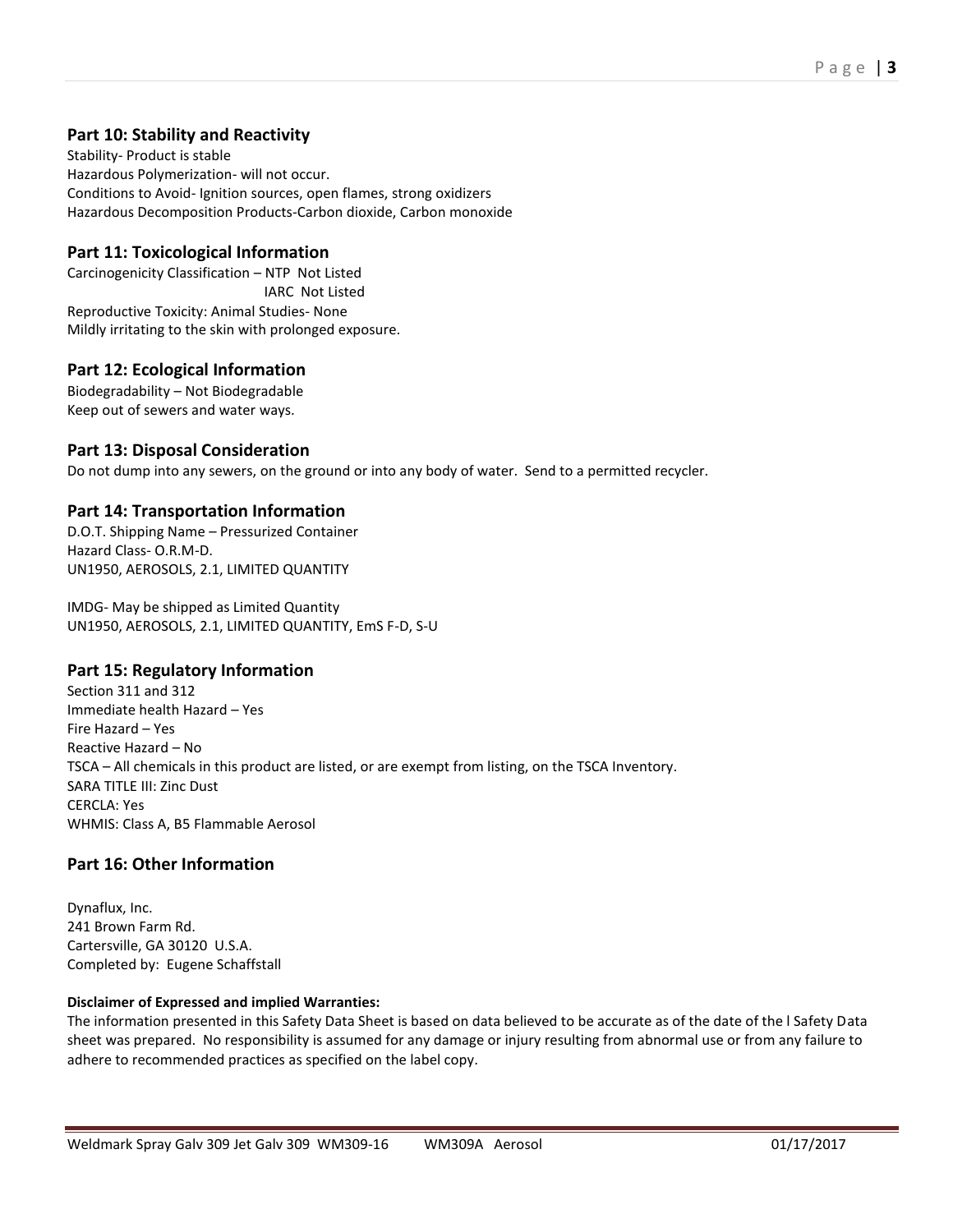## Part 10: Stability and Reactivity

Stability- Product is stable
Hazardous Polymerization- will not occur.
Conditions to Avoid- Ignition sources, open flames, strong oxidizers
Hazardous Decomposition Products-Carbon dioxide, Carbon monoxide

## Part 11: Toxicological Information

Carcinogenicity Classification – NTP Not Listed
IARC Not Listed
Reproductive Toxicity: Animal Studies- None
Mildly irritating to the skin with prolonged exposure.

## Part 12: Ecological Information

Biodegradability – Not Biodegradable
Keep out of sewers and water ways.

## Part 13: Disposal Consideration

Do not dump into any sewers, on the ground or into any body of water. Send to a permitted recycler.

## Part 14: Transportation Information

D.O.T. Shipping Name – Pressurized Container
Hazard Class- O.R.M-D.
UN1950, AEROSOLS, 2.1, LIMITED QUANTITY

IMDG- May be shipped as Limited Quantity
UN1950, AEROSOLS, 2.1, LIMITED QUANTITY, EmS F-D, S-U

## Part 15: Regulatory Information

Section 311 and 312
Immediate health Hazard – Yes
Fire Hazard – Yes
Reactive Hazard – No
TSCA – All chemicals in this product are listed, or are exempt from listing, on the TSCA Inventory.
SARA TITLE III: Zinc Dust
CERCLA: Yes
WHMIS: Class A, B5 Flammable Aerosol

## Part 16: Other Information

Dynaflux, Inc.
241 Brown Farm Rd.
Cartersville, GA 30120 U.S.A.
Completed by: Eugene Schaffstall

**Disclaimer of Expressed and implied Warranties:**

The information presented in this Safety Data Sheet is based on data believed to be accurate as of the date of the l Safety Data sheet was prepared. No responsibility is assumed for any damage or injury resulting from abnormal use or from any failure to adhere to recommended practices as specified on the label copy.